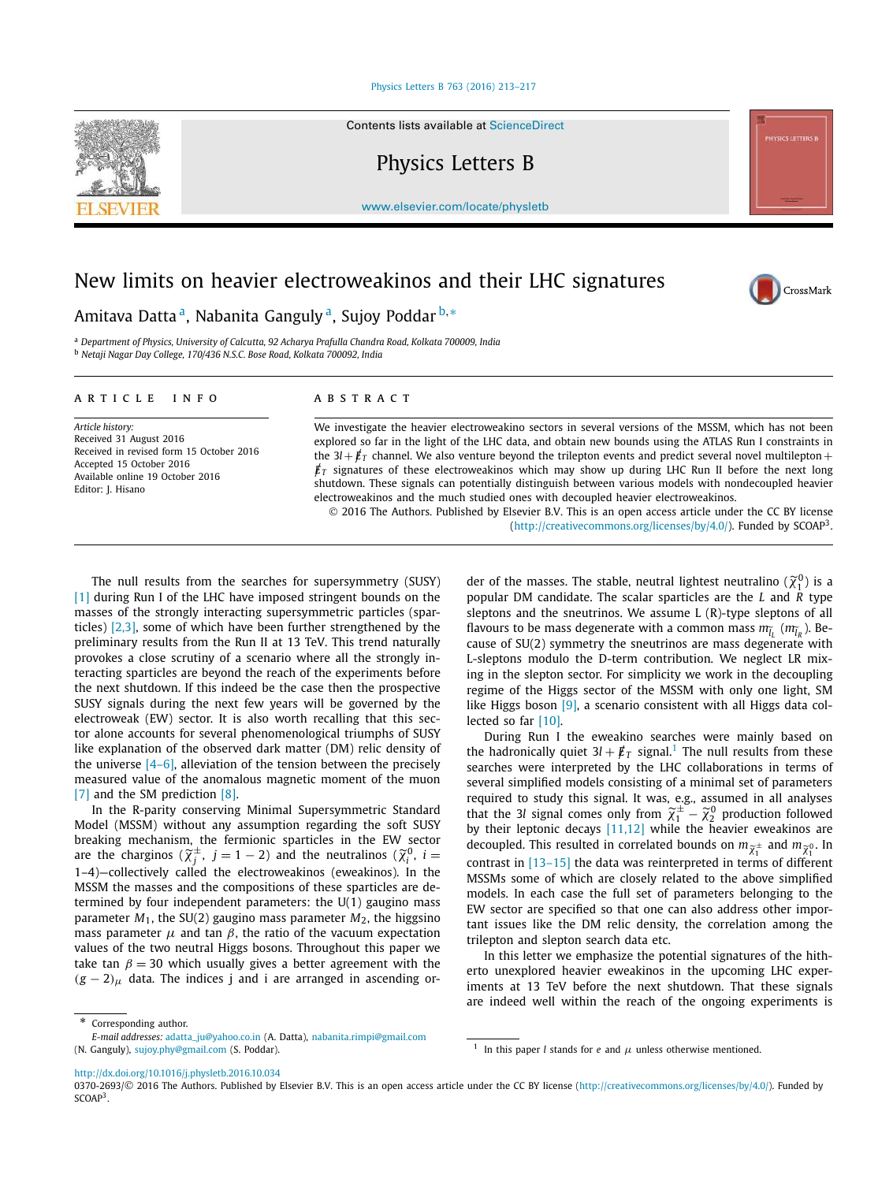# New limits on heavier electroweakinos and their LHC signatures

Amitava Datta [a], Nabanita Ganguly [a], Sujoy Poddar [b,*]

[a] Department of Physics, University of Calcutta, 92 Acharya Prafulla Chandra Road, Kolkata 700009, India
[b] Netaji Nagar Day College, 170/436 N.S.C. Bose Road, Kolkata 700092, India

**ARTICLE INFO**

*Article history:*
Received 31 August 2016
Received in revised form 15 October 2016
Accepted 15 October 2016
Available online 19 October 2016
Editor: J. Hisano

**ABSTRACT**

We investigate the heavier electroweakino sectors in several versions of the MSSM, which has not been explored so far in the light of the LHC data, and obtain new bounds using the ATLAS Run I constraints in the $3l + \not{E}_T$ channel. We also venture beyond the trilepton events and predict several novel multilepton + $\not{E}_T$ signatures of these electroweakinos which may show up during LHC Run II before the next long shutdown. These signals can potentially distinguish between various models with nondecoupled heavier electroweakinos and the much studied ones with decoupled heavier electroweakinos.

© 2016 The Authors. Published by Elsevier B.V. This is an open access article under the CC BY license (http://creativecommons.org/licenses/by/4.0/). Funded by SCOAP[3].

The null results from the searches for supersymmetry (SUSY) [1] during Run I of the LHC have imposed stringent bounds on the masses of the strongly interacting supersymmetric particles (sparticles) [2,3], some of which have been further strengthened by the preliminary results from the Run II at 13 TeV. This trend naturally provokes a close scrutiny of a scenario where all the strongly interacting sparticles are beyond the reach of the experiments before the next shutdown. If this indeed be the case then the prospective SUSY signals during the next few years will be governed by the electroweak (EW) sector. It is also worth recalling that this sector alone accounts for several phenomenological triumphs of SUSY like explanation of the observed dark matter (DM) relic density of the universe [4–6], alleviation of the tension between the precisely measured value of the anomalous magnetic moment of the muon [7] and the SM prediction [8].

In the R-parity conserving Minimal Supersymmetric Standard Model (MSSM) without any assumption regarding the soft SUSY breaking mechanism, the fermionic sparticles in the EW sector are the charginos ($\tilde{\chi}_j^{\pm}$, $j = 1-2$) and the neutralinos ($\tilde{\chi}_i^0$, $i = 1$–$4$)—collectively called the electroweakinos (eweakinos). In the MSSM the masses and the compositions of these sparticles are determined by four independent parameters: the U(1) gaugino mass parameter $M_1$, the SU(2) gaugino mass parameter $M_2$, the higgsino mass parameter $\mu$ and $\tan\beta$, the ratio of the vacuum expectation values of the two neutral Higgs bosons. Throughout this paper we take $\tan\beta = 30$ which usually gives a better agreement with the $(g-2)_\mu$ data. The indices j and i are arranged in ascending order of the masses. The stable, neutral lightest neutralino ($\tilde{\chi}_1^0$) is a popular DM candidate. The scalar sparticles are the $L$ and $R$ type sleptons and the sneutrinos. We assume L (R)-type sleptons of all flavours to be mass degenerate with a common mass $m_{\tilde{l}_L}$ ($m_{\tilde{l}_R}$). Because of SU(2) symmetry the sneutrinos are mass degenerate with L-sleptons modulo the D-term contribution. We neglect LR mixing in the slepton sector. For simplicity we work in the decoupling regime of the Higgs sector of the MSSM with only one light, SM like Higgs boson [9], a scenario consistent with all Higgs data collected so far [10].

During Run I the eweakino searches were mainly based on the hadronically quiet $3l + \not{E}_T$ signal.[1] The null results from these searches were interpreted by the LHC collaborations in terms of several simplified models consisting of a minimal set of parameters required to study this signal. It was, e.g., assumed in all analyses that the $3l$ signal comes only from $\tilde{\chi}_1^{\pm} - \tilde{\chi}_2^0$ production followed by their leptonic decays [11,12] while the heavier eweakinos are decoupled. This resulted in correlated bounds on $m_{\tilde{\chi}_1^{\pm}}$ and $m_{\tilde{\chi}_1^0}$. In contrast in [13–15] the data was reinterpreted in terms of different MSSMs some of which are closely related to the above simplified models. In each case the full set of parameters belonging to the EW sector are specified so that one can also address other important issues like the DM relic density, the correlation among the trilepton and slepton search data etc.

In this letter we emphasize the potential signatures of the hitherto unexplored heavier eweakinos in the upcoming LHC experiments at 13 TeV before the next shutdown. That these signals are indeed well within the reach of the ongoing experiments is

\* Corresponding author.
*E-mail addresses:* adatta_ju@yahoo.co.in (A. Datta), nabanita.rimpi@gmail.com (N. Ganguly), sujoy.phy@gmail.com (S. Poddar).

[1] In this paper $l$ stands for $e$ and $\mu$ unless otherwise mentioned.

http://dx.doi.org/10.1016/j.physletb.2016.10.034
0370-2693/© 2016 The Authors. Published by Elsevier B.V. This is an open access article under the CC BY license (http://creativecommons.org/licenses/by/4.0/). Funded by SCOAP[3].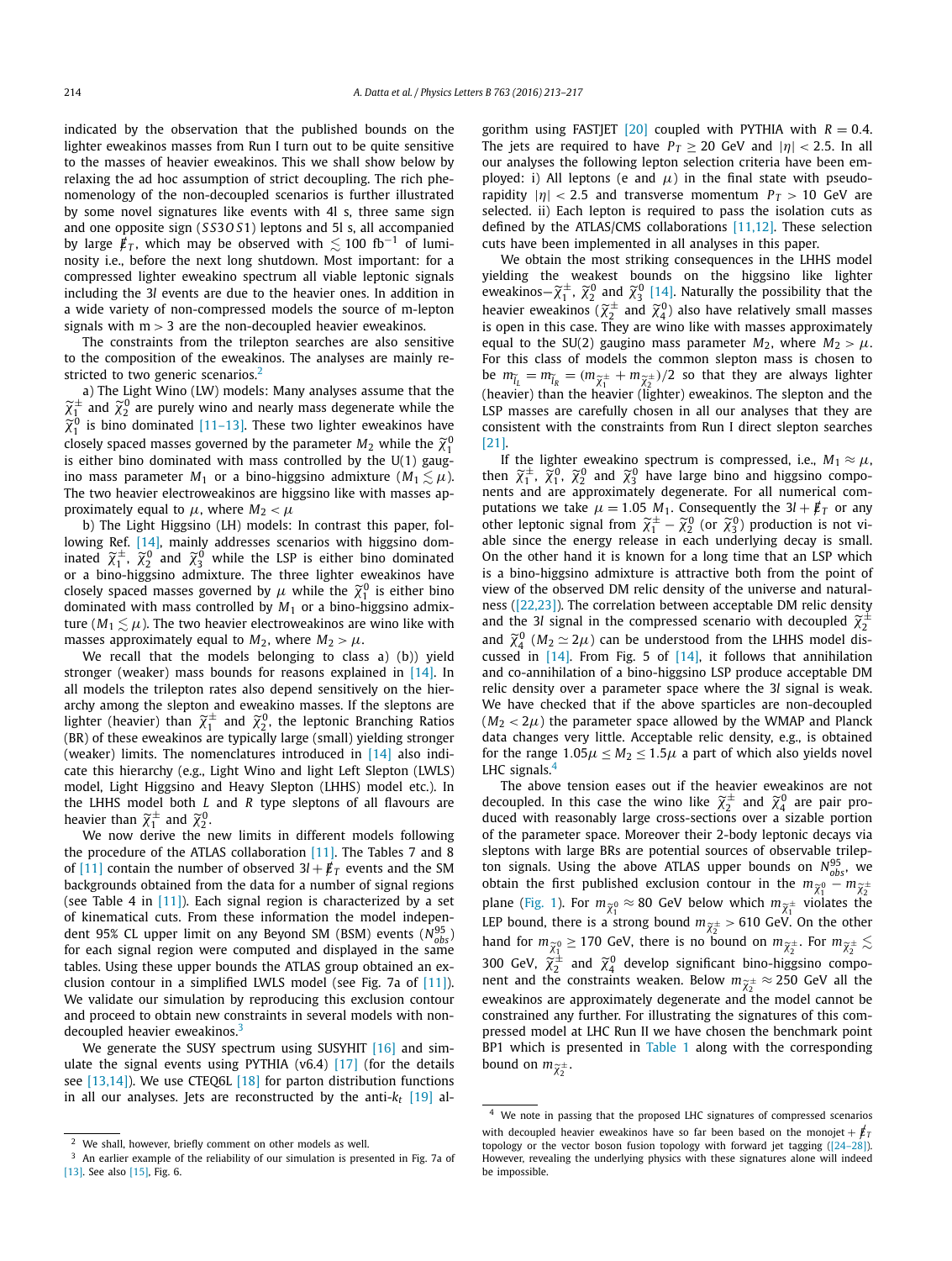indicated by the observation that the published bounds on the lighter eweakinos masses from Run I turn out to be quite sensitive to the masses of heavier eweakinos. This we shall show below by relaxing the ad hoc assumption of strict decoupling. The rich phenomenology of the non-decoupled scenarios is further illustrated by some novel signatures like events with 4l s, three same sign and one opposite sign ($SS3OS1$) leptons and 5l s, all accompanied by large $\not{E}_T$, which may be observed with $\lesssim 100$ fb$^{-1}$ of luminosity i.e., before the next long shutdown. Most important: for a compressed lighter eweakino spectrum all viable leptonic signals including the 3$l$ events are due to the heavier ones. In addition in a wide variety of non-compressed models the source of m-lepton signals with m > 3 are the non-decoupled heavier eweakinos.

The constraints from the trilepton searches are also sensitive to the composition of the eweakinos. The analyses are mainly restricted to two generic scenarios.[2]

a) The Light Wino (LW) models: Many analyses assume that the $\widetilde{\chi}_1^{\pm}$ and $\widetilde{\chi}_2^0$ are purely wino and nearly mass degenerate while the $\widetilde{\chi}_1^0$ is bino dominated [11–13]. These two lighter eweakinos have closely spaced masses governed by the parameter $M_2$ while the $\widetilde{\chi}_1^0$ is either bino dominated with mass controlled by the U(1) gaugino mass parameter $M_1$ or a bino-higgsino admixture ($M_1 \lesssim \mu$). The two heavier electroweakinos are higgsino like with masses approximately equal to $\mu$, where $M_2 < \mu$

b) The Light Higgsino (LH) models: In contrast this paper, following Ref. [14], mainly addresses scenarios with higgsino dominated $\widetilde{\chi}_1^{\pm}$, $\widetilde{\chi}_2^0$ and $\widetilde{\chi}_3^0$ while the LSP is either bino dominated or a bino-higgsino admixture. The three lighter eweakinos have closely spaced masses governed by $\mu$ while the $\widetilde{\chi}_1^0$ is either bino dominated with mass controlled by $M_1$ or a bino-higgsino admixture ($M_1 \lesssim \mu$). The two heavier electroweakinos are wino like with masses approximately equal to $M_2$, where $M_2 > \mu$.

We recall that the models belonging to class a) (b)) yield stronger (weaker) mass bounds for reasons explained in [14]. In all models the trilepton rates also depend sensitively on the hierarchy among the slepton and eweakino masses. If the sleptons are lighter (heavier) than $\widetilde{\chi}_1^{\pm}$ and $\widetilde{\chi}_2^0$, the leptonic Branching Ratios (BR) of these eweakinos are typically large (small) yielding stronger (weaker) limits. The nomenclatures introduced in [14] also indicate this hierarchy (e.g., Light Wino and light Left Slepton (LWLS) model, Light Higgsino and Heavy Slepton (LHHS) model etc.). In the LHHS model both $L$ and $R$ type sleptons of all flavours are heavier than $\widetilde{\chi}_1^{\pm}$ and $\widetilde{\chi}_2^0$.

We now derive the new limits in different models following the procedure of the ATLAS collaboration [11]. The Tables 7 and 8 of [11] contain the number of observed $3l + \not{E}_T$ events and the SM backgrounds obtained from the data for a number of signal regions (see Table 4 in [11]). Each signal region is characterized by a set of kinematical cuts. From these information the model independent 95% CL upper limit on any Beyond SM (BSM) events ($N^{95}_{obs}$) for each signal region were computed and displayed in the same tables. Using these upper bounds the ATLAS group obtained an exclusion contour in a simplified LWLS model (see Fig. 7a of [11]). We validate our simulation by reproducing this exclusion contour and proceed to obtain new constraints in several models with non-decoupled heavier eweakinos.[3]

We generate the SUSY spectrum using SUSYHIT [16] and simulate the signal events using PYTHIA (v6.4) [17] (for the details see [13,14]). We use CTEQ6L [18] for parton distribution functions in all our analyses. Jets are reconstructed by the anti-$k_t$ [19] algorithm using FASTJET [20] coupled with PYTHIA with $R = 0.4$. The jets are required to have $P_T \geq 20$ GeV and $|\eta| < 2.5$. In all our analyses the following lepton selection criteria have been employed: i) All leptons (e and $\mu$) in the final state with pseudorapidity $|\eta| < 2.5$ and transverse momentum $P_T > 10$ GeV are selected. ii) Each lepton is required to pass the isolation cuts as defined by the ATLAS/CMS collaborations [11,12]. These selection cuts have been implemented in all analyses in this paper.

We obtain the most striking consequences in the LHHS model yielding the weakest bounds on the higgsino like lighter eweakinos–$\widetilde{\chi}_1^{\pm}$, $\widetilde{\chi}_2^0$ and $\widetilde{\chi}_3^0$ [14]. Naturally the possibility that the heavier eweakinos ($\widetilde{\chi}_2^{\pm}$ and $\widetilde{\chi}_4^0$) also have relatively small masses is open in this case. They are wino like with masses approximately equal to the SU(2) gaugino mass parameter $M_2$, where $M_2 > \mu$. For this class of models the common slepton mass is chosen to be $m_{\widetilde{l}_L} = m_{\widetilde{l}_R} = (m_{\widetilde{\chi}_1^{\pm}} + m_{\widetilde{\chi}_2^{\pm}})/2$ so that they are always lighter (heavier) than the heavier (lighter) eweakinos. The slepton and the LSP masses are carefully chosen in all our analyses that they are consistent with the constraints from Run I direct slepton searches [21].

If the lighter eweakino spectrum is compressed, i.e., $M_1 \approx \mu$, then $\widetilde{\chi}_1^{\pm}$, $\widetilde{\chi}_1^0$, $\widetilde{\chi}_2^0$ and $\widetilde{\chi}_3^0$ have large bino and higgsino components and are approximately degenerate. For all numerical computations we take $\mu = 1.05\, M_1$. Consequently the $3l + \not{E}_T$ or any other leptonic signal from $\widetilde{\chi}_1^{\pm} - \widetilde{\chi}_2^0$ (or $\widetilde{\chi}_3^0$) production is not viable since the energy release in each underlying decay is small. On the other hand it is known for a long time that an LSP which is a bino-higgsino admixture is attractive both from the point of view of the observed DM relic density of the universe and naturalness ([22,23]). The correlation between acceptable DM relic density and the 3$l$ signal in the compressed scenario with decoupled $\widetilde{\chi}_2^{\pm}$ and $\widetilde{\chi}_4^0$ ($M_2 \simeq 2\mu$) can be understood from the LHHS model discussed in [14]. From Fig. 5 of [14], it follows that annihilation and co-annihilation of a bino-higgsino LSP produce acceptable DM relic density over a parameter space where the 3$l$ signal is weak. We have checked that if the above sparticles are non-decoupled ($M_2 < 2\mu$) the parameter space allowed by the WMAP and Planck data changes very little. Acceptable relic density, e.g., is obtained for the range $1.05\mu \leq M_2 \leq 1.5\mu$ a part of which also yields novel LHC signals.[4]

The above tension eases out if the heavier eweakinos are not decoupled. In this case the wino like $\widetilde{\chi}_2^{\pm}$ and $\widetilde{\chi}_4^0$ are pair produced with reasonably large cross-sections over a sizable portion of the parameter space. Moreover their 2-body leptonic decays via sleptons with large BRs are potential sources of observable trilepton signals. Using the above ATLAS upper bounds on $N^{95}_{obs}$, we obtain the first published exclusion contour in the $m_{\widetilde{\chi}_1^0} - m_{\widetilde{\chi}_2^{\pm}}$ plane (Fig. 1). For $m_{\widetilde{\chi}_1^0} \approx 80$ GeV below which $m_{\widetilde{\chi}_1^{\pm}}$ violates the LEP bound, there is a strong bound $m_{\widetilde{\chi}_2^{\pm}} > 610$ GeV. On the other hand for $m_{\widetilde{\chi}_1^0} \geq 170$ GeV, there is no bound on $m_{\widetilde{\chi}_2^{\pm}}$. For $m_{\widetilde{\chi}_2^{\pm}} \lesssim 300$ GeV, $\widetilde{\chi}_2^{\pm}$ and $\widetilde{\chi}_4^0$ develop significant bino-higgsino component and the constraints weaken. Below $m_{\widetilde{\chi}_2^{\pm}} \approx 250$ GeV all the eweakinos are approximately degenerate and the model cannot be constrained any further. For illustrating the signatures of this compressed model at LHC Run II we have chosen the benchmark point BP1 which is presented in Table 1 along with the corresponding bound on $m_{\widetilde{\chi}_2^{\pm}}$.

---

[2] We shall, however, briefly comment on other models as well.

[3] An earlier example of the reliability of our simulation is presented in Fig. 7a of [13]. See also [15], Fig. 6.

[4] We note in passing that the proposed LHC signatures of compressed scenarios with decoupled heavier eweakinos have so far been based on the monojet + $\not{E}_T$ topology or the vector boson fusion topology with forward jet tagging ([24–28]). However, revealing the underlying physics with these signatures alone will indeed be impossible.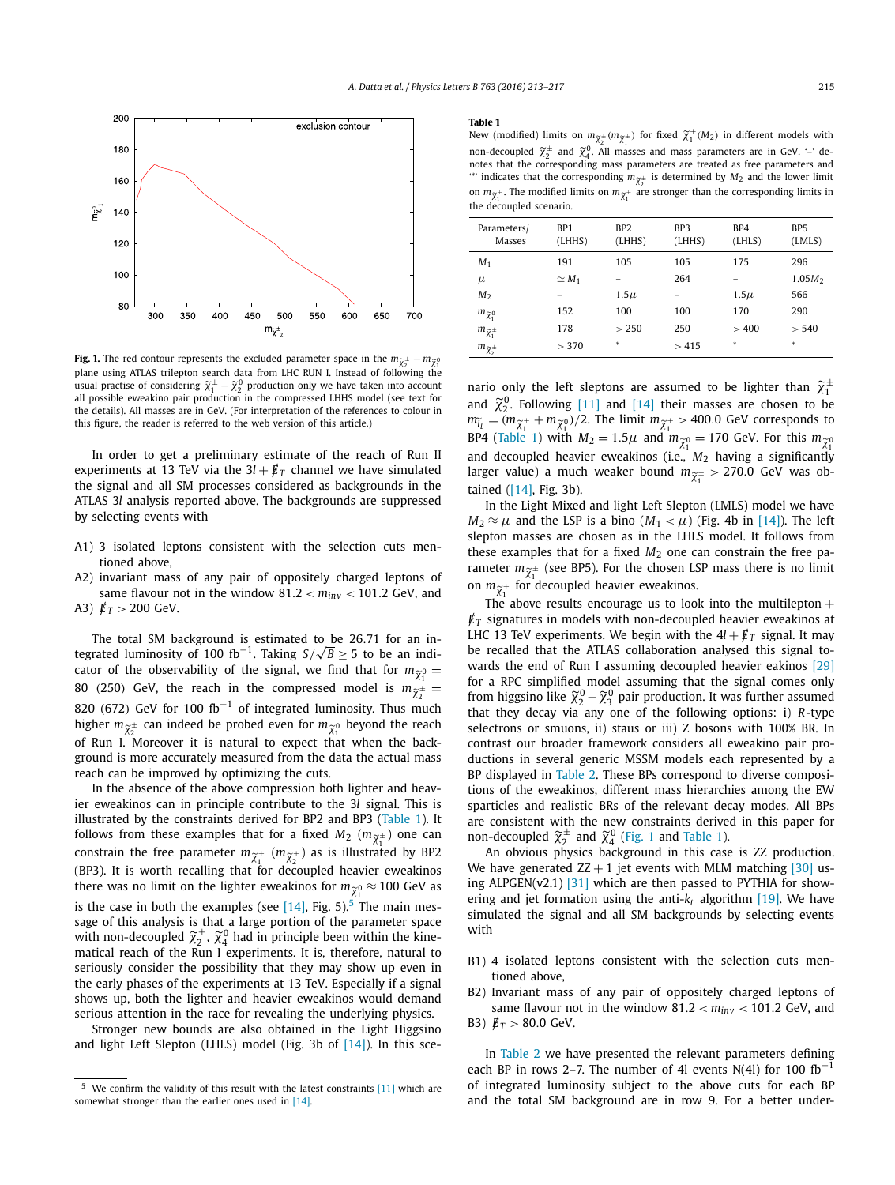Fig. 1. The red contour represents the excluded parameter space in the $m_{\tilde{\chi}_2^\pm} - m_{\tilde{\chi}_1^0}$ plane using ATLAS trilepton search data from LHC RUN I. Instead of following the usual practise of considering $\tilde{\chi}_1^\pm - \tilde{\chi}_2^0$ production only we have taken into account all possible eweakino pair production in the compressed LHHS model (see text for the details). All masses are in GeV. (For interpretation of the references to colour in this figure, the reader is referred to the web version of this article.)

In order to get a preliminary estimate of the reach of Run II experiments at 13 TeV via the $3l + \not{E}_T$ channel we have simulated the signal and all SM processes considered as backgrounds in the ATLAS 3$l$ analysis reported above. The backgrounds are suppressed by selecting events with

A1) 3 isolated leptons consistent with the selection cuts mentioned above,

A2) invariant mass of any pair of oppositely charged leptons of same flavour not in the window $81.2 < m_{inv} < 101.2$ GeV, and

A3) $\not{E}_T > 200$ GeV.

The total SM background is estimated to be 26.71 for an integrated luminosity of 100 fb$^{-1}$. Taking $S/\sqrt{B} \geq 5$ to be an indicator of the observability of the signal, we find that for $m_{\tilde{\chi}_1^0} = 80$ (250) GeV, the reach in the compressed model is $m_{\tilde{\chi}_2^\pm} = 820$ (672) GeV for 100 fb$^{-1}$ of integrated luminosity. Thus much higher $m_{\tilde{\chi}_2^\pm}$ can indeed be probed even for $m_{\tilde{\chi}_1^0}$ beyond the reach of Run I. Moreover it is natural to expect that when the background is more accurately measured from the data the actual mass reach can be improved by optimizing the cuts.

In the absence of the above compression both lighter and heavier eweakinos can in principle contribute to the 3$l$ signal. This is illustrated by the constraints derived for BP2 and BP3 (Table 1). It follows from these examples that for a fixed $M_2$ ($m_{\tilde{\chi}_1^\pm}$) one can constrain the free parameter $m_{\tilde{\chi}_1^\pm}$ ($m_{\tilde{\chi}_2^\pm}$) as is illustrated by BP2 (BP3). It is worth recalling that for decoupled heavier eweakinos there was no limit on the lighter eweakinos for $m_{\tilde{\chi}_1^0} \approx 100$ GeV as is the case in both the examples (see [14], Fig. 5).[5] The main message of this analysis is that a large portion of the parameter space with non-decoupled $\tilde{\chi}_2^\pm$, $\tilde{\chi}_4^0$ had in principle been within the kinematical reach of the Run I experiments. It is, therefore, natural to seriously consider the possibility that they may show up even in the early phases of the experiments at 13 TeV. Especially if a signal shows up, both the lighter and heavier eweakinos would demand serious attention in the race for revealing the underlying physics.

Stronger new bounds are also obtained in the Light Higgsino and light Left Slepton (LHLS) model (Fig. 3b of [14]). In this scenario only the left sleptons are assumed to be lighter than $\tilde{\chi}_1^\pm$ and $\tilde{\chi}_2^0$. Following [11] and [14] their masses are chosen to be $m_{\tilde{l}_L} = (m_{\tilde{\chi}_1^\pm} + m_{\tilde{\chi}_1^0})/2$. The limit $m_{\tilde{\chi}_1^\pm} > 400.0$ GeV corresponds to BP4 (Table 1) with $M_2 = 1.5\mu$ and $m_{\tilde{\chi}_1^0} = 170$ GeV. For this $m_{\tilde{\chi}_1^0}$ and decoupled heavier eweakinos (i.e., $M_2$ having a significantly larger value) a much weaker bound $m_{\tilde{\chi}_1^\pm} > 270.0$ GeV was obtained ([14], Fig. 3b).

**Table 1**
New (modified) limits on $m_{\tilde{\chi}_2^\pm}(m_{\tilde{\chi}_1^\pm})$ for fixed $\tilde{\chi}_1^\pm(M_2)$ in different models with non-decoupled $\tilde{\chi}_2^\pm$ and $\tilde{\chi}_4^0$. All masses and mass parameters are in GeV. '–' denotes that the corresponding mass parameters are treated as free parameters and '*' indicates that the corresponding $m_{\tilde{\chi}_2^\pm}$ is determined by $M_2$ and the lower limit on $m_{\tilde{\chi}_1^\pm}$. The modified limits on $m_{\tilde{\chi}_1^\pm}$ are stronger than the corresponding limits in the decoupled scenario.

| Parameters/ Masses | BP1 (LHHS) | BP2 (LHHS) | BP3 (LHHS) | BP4 (LHLS) | BP5 (LMLS) |
|---|---|---|---|---|---|
| $M_1$ | 191 | 105 | 105 | 175 | 296 |
| $\mu$ | $\simeq M_1$ | – | 264 | – | $1.05M_2$ |
| $M_2$ | – | $1.5\mu$ | – | $1.5\mu$ | 566 |
| $m_{\tilde{\chi}_1^0}$ | 152 | 100 | 100 | 170 | 290 |
| $m_{\tilde{\chi}_1^\pm}$ | 178 | > 250 | 250 | > 400 | > 540 |
| $m_{\tilde{\chi}_2^\pm}$ | > 370 | * | > 415 | * | * |

In the Light Mixed and light Left Slepton (LMLS) model we have $M_2 \approx \mu$ and the LSP is a bino ($M_1 < \mu$) (Fig. 4b in [14]). The left slepton masses are chosen as in the LHLS model. It follows from these examples that for a fixed $M_2$ one can constrain the free parameter $m_{\tilde{\chi}_1^\pm}$ (see BP5). For the chosen LSP mass there is no limit on $m_{\tilde{\chi}_1^\pm}$ for decoupled heavier eweakinos.

The above results encourage us to look into the multilepton + $\not{E}_T$ signatures in models with non-decoupled heavier eweakinos at LHC 13 TeV experiments. We begin with the $4l + \not{E}_T$ signal. It may be recalled that the ATLAS collaboration analysed this signal towards the end of Run I assuming decoupled heavier eakinos [29] for a RPC simplified model assuming that the signal comes only from higgsino like $\tilde{\chi}_2^0 - \tilde{\chi}_3^0$ pair production. It was further assumed that they decay via any one of the following options: i) $R$-type selectrons or smuons, ii) staus or iii) Z bosons with 100% BR. In contrast our broader framework considers all eweakino pair productions in several generic MSSM models each represented by a BP displayed in Table 2. These BPs correspond to diverse compositions of the eweakinos, different mass hierarchies among the EW sparticles and realistic BRs of the relevant decay modes. All BPs are consistent with the new constraints derived in this paper for non-decoupled $\tilde{\chi}_2^\pm$ and $\tilde{\chi}_4^0$ (Fig. 1 and Table 1).

An obvious physics background in this case is ZZ production. We have generated $ZZ + 1$ jet events with MLM matching [30] using ALPGEN(v2.1) [31] which are then passed to PYTHIA for showering and jet formation using the anti-$k_t$ algorithm [19]. We have simulated the signal and all SM backgrounds by selecting events with

B1) 4 isolated leptons consistent with the selection cuts mentioned above,

B2) Invariant mass of any pair of oppositely charged leptons of same flavour not in the window $81.2 < m_{inv} < 101.2$ GeV, and

B3) $\not{E}_T > 80.0$ GeV.

In Table 2 we have presented the relevant parameters defining each BP in rows 2–7. The number of 4l events N(4l) for 100 fb$^{-1}$ of integrated luminosity subject to the above cuts for each BP and the total SM background are in row 9. For a better under-

[5] We confirm the validity of this result with the latest constraints [11] which are somewhat stronger than the earlier ones used in [14].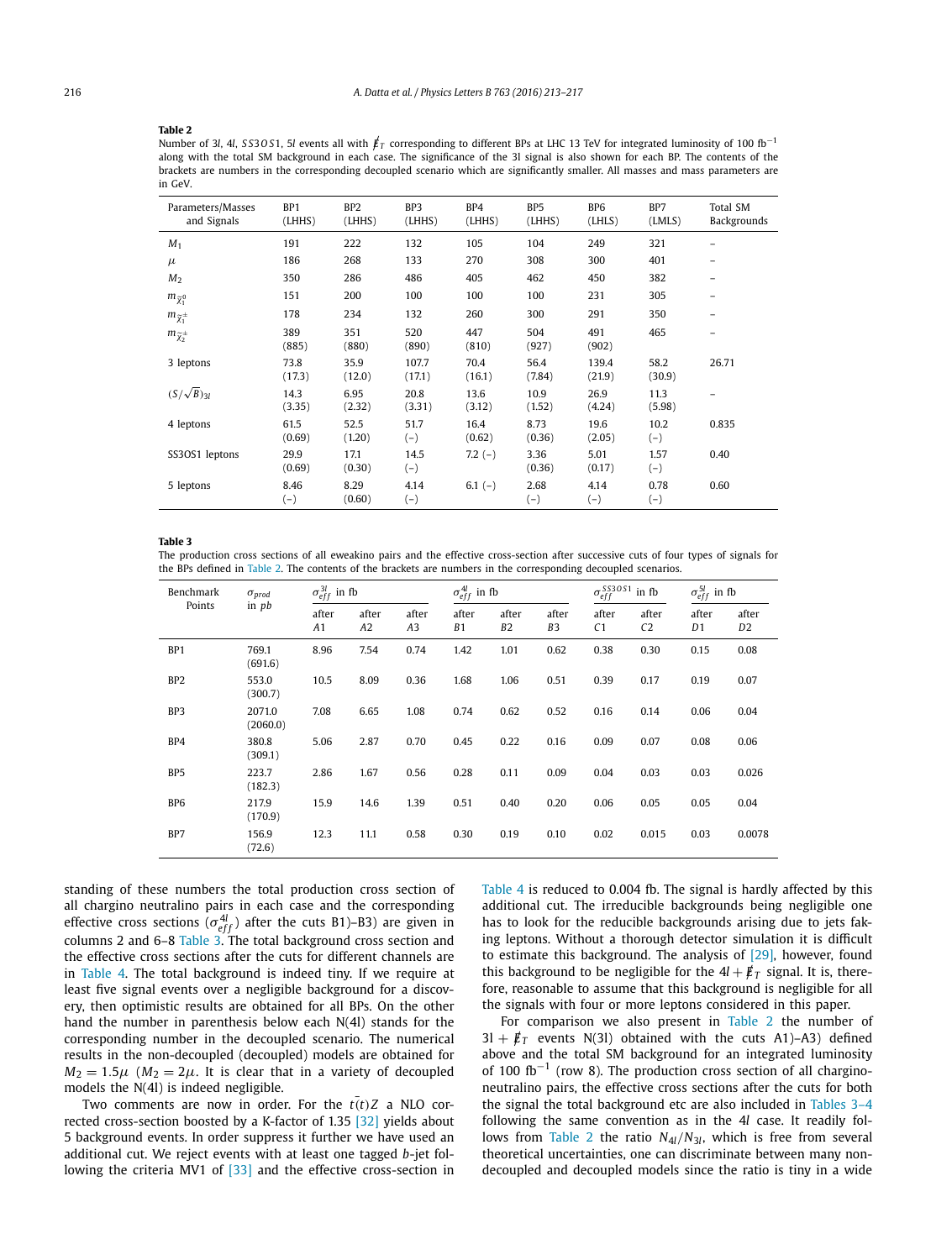**Table 2**
Number of 3*l*, 4*l*, *SS*3*OS*1, 5*l* events all with $\not{E}_T$ corresponding to different BPs at LHC 13 TeV for integrated luminosity of 100 fb$^{-1}$ along with the total SM background in each case. The significance of the 3l signal is also shown for each BP. The contents of the brackets are numbers in the corresponding decoupled scenario which are significantly smaller. All masses and mass parameters are in GeV.

| Parameters/Masses and Signals | BP1 (LHHS) | BP2 (LHHS) | BP3 (LHHS) | BP4 (LHHS) | BP5 (LHHS) | BP6 (LHLS) | BP7 (LMLS) | Total SM Backgrounds |
|---|---|---|---|---|---|---|---|---|
| $M_1$ | 191 | 222 | 132 | 105 | 104 | 249 | 321 | – |
| $\mu$ | 186 | 268 | 133 | 270 | 308 | 300 | 401 | – |
| $M_2$ | 350 | 286 | 486 | 405 | 462 | 450 | 382 | – |
| $m_{\tilde{\chi}_1^0}$ | 151 | 200 | 100 | 100 | 100 | 231 | 305 | – |
| $m_{\tilde{\chi}_1^\pm}$ | 178 | 234 | 132 | 260 | 300 | 291 | 350 | – |
| $m_{\tilde{\chi}_2^\pm}$ | 389 (885) | 351 (880) | 520 (890) | 447 (810) | 504 (927) | 491 (902) | 465 | – |
| 3 leptons | 73.8 (17.3) | 35.9 (12.0) | 107.7 (17.1) | 70.4 (16.1) | 56.4 (7.84) | 139.4 (21.9) | 58.2 (30.9) | 26.71 |
| $(S/\sqrt{B})_{3l}$ | 14.3 (3.35) | 6.95 (2.32) | 20.8 (3.31) | 13.6 (3.12) | 10.9 (1.52) | 26.9 (4.24) | 11.3 (5.98) | – |
| 4 leptons | 61.5 (0.69) | 52.5 (1.20) | 51.7 (–) | 16.4 (0.62) | 8.73 (0.36) | 19.6 (2.05) | 10.2 (–) | 0.835 |
| SS3OS1 leptons | 29.9 (0.69) | 17.1 (0.30) | 14.5 (–) | 7.2 (–) | 3.36 (0.36) | 5.01 (0.17) | 1.57 (–) | 0.40 |
| 5 leptons | 8.46 (–) | 8.29 (0.60) | 4.14 (–) | 6.1 (–) | 2.68 (–) | 4.14 (–) | 0.78 (–) | 0.60 |

**Table 3**
The production cross sections of all eweakino pairs and the effective cross-section after successive cuts of four types of signals for the BPs defined in Table 2. The contents of the brackets are numbers in the corresponding decoupled scenarios.

| Benchmark Points | $\sigma_{prod}$ in *pb* | $\sigma_{eff}^{3l}$ in fb | | | $\sigma_{eff}^{4l}$ in fb | | | $\sigma_{eff}^{SS3OS1}$ in fb | | $\sigma_{eff}^{5l}$ in fb | |
|---|---|---|---|---|---|---|---|---|---|---|---|
| | | after *A*1 | after *A*2 | after *A*3 | after *B*1 | after *B*2 | after *B*3 | after *C*1 | after *C*2 | after *D*1 | after *D*2 |
| BP1 | 769.1 (691.6) | 8.96 | 7.54 | 0.74 | 1.42 | 1.01 | 0.62 | 0.38 | 0.30 | 0.15 | 0.08 |
| BP2 | 553.0 (300.7) | 10.5 | 8.09 | 0.36 | 1.68 | 1.06 | 0.51 | 0.39 | 0.17 | 0.19 | 0.07 |
| BP3 | 2071.0 (2060.0) | 7.08 | 6.65 | 1.08 | 0.74 | 0.62 | 0.52 | 0.16 | 0.14 | 0.06 | 0.04 |
| BP4 | 380.8 (309.1) | 5.06 | 2.87 | 0.70 | 0.45 | 0.22 | 0.16 | 0.09 | 0.07 | 0.08 | 0.06 |
| BP5 | 223.7 (182.3) | 2.86 | 1.67 | 0.56 | 0.28 | 0.11 | 0.09 | 0.04 | 0.03 | 0.03 | 0.026 |
| BP6 | 217.9 (170.9) | 15.9 | 14.6 | 1.39 | 0.51 | 0.40 | 0.20 | 0.06 | 0.05 | 0.05 | 0.04 |
| BP7 | 156.9 (72.6) | 12.3 | 11.1 | 0.58 | 0.30 | 0.19 | 0.10 | 0.02 | 0.015 | 0.03 | 0.0078 |

standing of these numbers the total production cross section of all chargino neutralino pairs in each case and the corresponding effective cross sections ($\sigma_{eff}^{4l}$) after the cuts B1)–B3) are given in columns 2 and 6–8 Table 3. The total background cross section and the effective cross sections after the cuts for different channels are in Table 4. The total background is indeed tiny. If we require at least five signal events over a negligible background for a discovery, then optimistic results are obtained for all BPs. On the other hand the number in parenthesis below each N(4l) stands for the corresponding number in the decoupled scenario. The numerical results in the non-decoupled (decoupled) models are obtained for $M_2 = 1.5\mu$ ($M_2 = 2\mu$). It is clear that in a variety of decoupled models the N(4l) is indeed negligible.

Two comments are now in order. For the $t\bar{(t)}Z$ a NLO corrected cross-section boosted by a K-factor of 1.35 [32] yields about 5 background events. In order suppress it further we have used an additional cut. We reject events with at least one tagged *b*-jet following the criteria MV1 of [33] and the effective cross-section in Table 4 is reduced to 0.004 fb. The signal is hardly affected by this additional cut. The irreducible backgrounds being negligible one has to look for the reducible backgrounds arising due to jets faking leptons. Without a thorough detector simulation it is difficult to estimate this background. The analysis of [29], however, found this background to be negligible for the $4l + \not{E}_T$ signal. It is, therefore, reasonable to assume that this background is negligible for all the signals with four or more leptons considered in this paper.

For comparison we also present in Table 2 the number of $3l + \not{E}_T$ events N(3l) obtained with the cuts A1)–A3) defined above and the total SM background for an integrated luminosity of 100 fb$^{-1}$ (row 8). The production cross section of all chargino-neutralino pairs, the effective cross sections after the cuts for both the signal the total background etc are also included in Tables 3–4 following the same convention as in the 4*l* case. It readily follows from Table 2 the ratio $N_{4l}/N_{3l}$, which is free from several theoretical uncertainties, one can discriminate between many non-decoupled and decoupled models since the ratio is tiny in a wide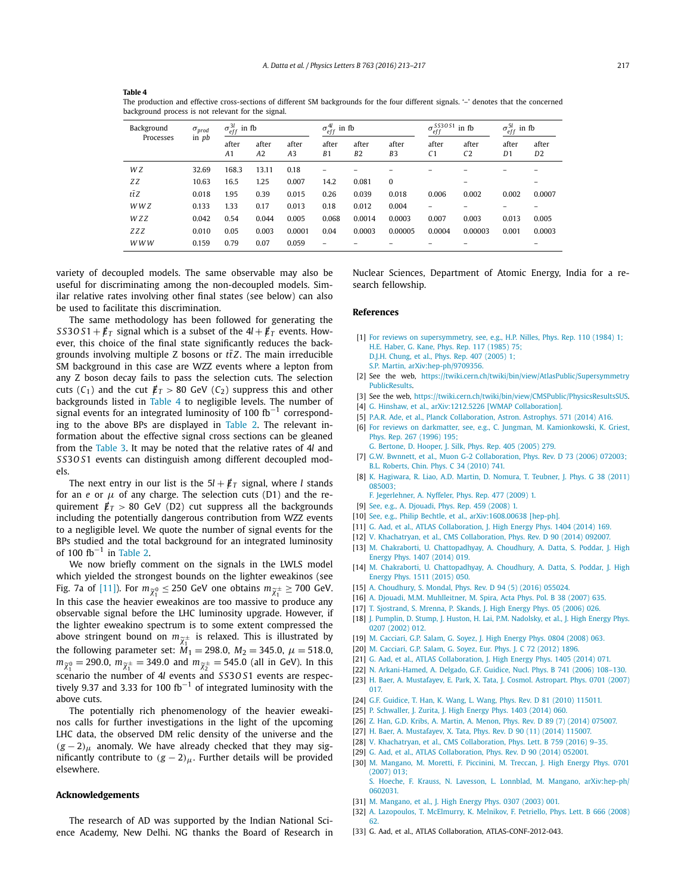**Table 4**
The production and effective cross-sections of different SM backgrounds for the four different signals. '–' denotes that the concerned background process is not relevant for the signal.

| Background Processes | $\sigma_{prod}$ in $pb$ | $\sigma^{3l}_{eff}$ in fb | | | $\sigma^{4l}_{eff}$ in fb | | | $\sigma^{SS3OS1}_{eff}$ in fb | | $\sigma^{5l}_{eff}$ in fb | |
|---|---|---|---|---|---|---|---|---|---|---|---|
| | | after $A1$ | after $A2$ | after $A3$ | after $B1$ | after $B2$ | after $B3$ | after $C1$ | after $C2$ | after $D1$ | after $D2$ |
| $WZ$ | 32.69 | 168.3 | 13.11 | 0.18 | – | – | – | – | – | – | – |
| $ZZ$ | 10.63 | 16.5 | 1.25 | 0.007 | 14.2 | 0.081 | 0 | | – | | – |
| $t\bar{t}Z$ | 0.018 | 1.95 | 0.39 | 0.015 | 0.26 | 0.039 | 0.018 | 0.006 | 0.002 | 0.002 | 0.0007 |
| $WWZ$ | 0.133 | 1.33 | 0.17 | 0.013 | 0.18 | 0.012 | 0.004 | – | – | – | – |
| $WZZ$ | 0.042 | 0.54 | 0.044 | 0.005 | 0.068 | 0.0014 | 0.0003 | 0.007 | 0.003 | 0.013 | 0.005 |
| $ZZZ$ | 0.010 | 0.05 | 0.003 | 0.0001 | 0.04 | 0.0003 | 0.00005 | 0.0004 | 0.00003 | 0.001 | 0.0003 |
| $WWW$ | 0.159 | 0.79 | 0.07 | 0.059 | – | – | – | – | – | | – |

variety of decoupled models. The same observable may also be useful for discriminating among the non-decoupled models. Similar relative rates involving other final states (see below) can also be used to facilitate this discrimination.

The same methodology has been followed for generating the $SS3OS1 + \not{E}_T$ signal which is a subset of the $4l + \not{E}_T$ events. However, this choice of the final state significantly reduces the backgrounds involving multiple Z bosons or $t\bar{t}Z$. The main irreducible SM background in this case are WZZ events where a lepton from any Z boson decay fails to pass the selection cuts. The selection cuts ($C_1$) and the cut $\not{E}_T > 80$ GeV ($C_2$) suppress this and other backgrounds listed in Table 4 to negligible levels. The number of signal events for an integrated luminosity of 100 fb$^{-1}$ corresponding to the above BPs are displayed in Table 2. The relevant information about the effective signal cross sections can be gleaned from the Table 3. It may be noted that the relative rates of $4l$ and $SS3OS1$ events can distinguish among different decoupled models.

The next entry in our list is the $5l + \not{E}_T$ signal, where $l$ stands for an $e$ or $\mu$ of any charge. The selection cuts (D1) and the requirement $\not{E}_T > 80$ GeV (D2) cut suppress all the backgrounds including the potentially dangerous contribution from WZZ events to a negligible level. We quote the number of signal events for the BPs studied and the total background for an integrated luminosity of 100 fb$^{-1}$ in Table 2.

We now briefly comment on the signals in the LWLS model which yielded the strongest bounds on the lighter eweakinos (see Fig. 7a of [11]). For $m_{\tilde{\chi}_1^0} \leq 250$ GeV one obtains $m_{\tilde{\chi}_1^\pm} \geq 700$ GeV. In this case the heavier eweakinos are too massive to produce any observable signal before the LHC luminosity upgrade. However, if the lighter eweakino spectrum is to some extent compressed the above stringent bound on $m_{\tilde{\chi}_1^\pm}$ is relaxed. This is illustrated by the following parameter set: $M_1 = 298.0$, $M_2 = 345.0$, $\mu = 518.0$, $m_{\tilde{\chi}_1^0} = 290.0$, $m_{\tilde{\chi}_1^\pm} = 349.0$ and $m_{\tilde{\chi}_2^\pm} = 545.0$ (all in GeV). In this scenario the number of $4l$ events and $SS3OS1$ events are respectively 9.37 and 3.33 for 100 fb$^{-1}$ of integrated luminosity with the above cuts.

The potentially rich phenomenology of the heavier eweakinos calls for further investigations in the light of the upcoming LHC data, the observed DM relic density of the universe and the $(g-2)_\mu$ anomaly. We have already checked that they may significantly contribute to $(g-2)_\mu$. Further details will be provided elsewhere.

## Acknowledgements

The research of AD was supported by the Indian National Science Academy, New Delhi. NG thanks the Board of Research in Nuclear Sciences, Department of Atomic Energy, India for a research fellowship.

## References

[1] For reviews on supersymmetry, see, e.g., H.P. Nilles, Phys. Rep. 110 (1984) 1; H.E. Haber, G. Kane, Phys. Rep. 117 (1985) 75; D.J.H. Chung, et al., Phys. Rep. 407 (2005) 1; S.P. Martin, arXiv:hep-ph/9709356.

[2] See the web, https://twiki.cern.ch/twiki/bin/view/AtlasPublic/SupersymmetryPublicResults.

[3] See the web, https://twiki.cern.ch/twiki/bin/view/CMSPublic/PhysicsResultsSUS.

[4] G. Hinshaw, et al., arXiv:1212.5226 [WMAP Collaboration].

[5] P.A.R. Ade, et al., Planck Collaboration, Astron. Astrophys. 571 (2014) A16.

[6] For reviews on darkmatter, see, e.g., C. Jungman, M. Kamionkowski, K. Griest, Phys. Rep. 267 (1996) 195; G. Bertone, D. Hooper, J. Silk, Phys. Rep. 405 (2005) 279.

[7] G.W. Bwnnett, et al., Muon G-2 Collaboration, Phys. Rev. D 73 (2006) 072003; B.L. Roberts, Chin. Phys. C 34 (2010) 741.

[8] K. Hagiwara, R. Liao, A.D. Martin, D. Nomura, T. Teubner, J. Phys. G 38 (2011) 085003; F. Jegerlehner, A. Nyffeler, Phys. Rep. 477 (2009) 1.

[9] See, e.g., A. Djouadi, Phys. Rep. 459 (2008) 1.

[10] See, e.g., Philip Bechtle, et al., arXiv:1608.00638 [hep-ph].

[11] G. Aad, et al., ATLAS Collaboration, J. High Energy Phys. 1404 (2014) 169.

[12] V. Khachatryan, et al., CMS Collaboration, Phys. Rev. D 90 (2014) 092007.

[13] M. Chakraborti, U. Chattopadhyay, A. Choudhury, A. Datta, S. Poddar, J. High Energy Phys. 1407 (2014) 019.

[14] M. Chakraborti, U. Chattopadhyay, A. Choudhury, A. Datta, S. Poddar, J. High Energy Phys. 1511 (2015) 050.

[15] A. Choudhury, S. Mondal, Phys. Rev. D 94 (5) (2016) 055024.

[16] A. Djouadi, M.M. Muhlleitner, M. Spira, Acta Phys. Pol. B 38 (2007) 635.

[17] T. Sjostrand, S. Mrenna, P. Skands, J. High Energy Phys. 05 (2006) 026.

[18] J. Pumplin, D. Stump, J. Huston, H. Lai, P.M. Nadolsky, et al., J. High Energy Phys. 0207 (2002) 012.

[19] M. Cacciari, G.P. Salam, G. Soyez, J. High Energy Phys. 0804 (2008) 063.

[20] M. Cacciari, G.P. Salam, G. Soyez, Eur. Phys. J. C 72 (2012) 1896.

[21] G. Aad, et al., ATLAS Collaboration, J. High Energy Phys. 1405 (2014) 071.

[22] N. Arkani-Hamed, A. Delgado, G.F. Guidice, Nucl. Phys. B 741 (2006) 108–130.

[23] H. Baer, A. Mustafayev, E. Park, X. Tata, J. Cosmol. Astropart. Phys. 0701 (2007) 017.

[24] G.F. Guidice, T. Han, K. Wang, L. Wang, Phys. Rev. D 81 (2010) 115011.

[25] P. Schwaller, J. Zurita, J. High Energy Phys. 1403 (2014) 060.

[26] Z. Han, G.D. Kribs, A. Martin, A. Menon, Phys. Rev. D 89 (7) (2014) 075007.

[27] H. Baer, A. Mustafayev, X. Tata, Phys. Rev. D 90 (11) (2014) 115007.

[28] V. Khachatryan, et al., CMS Collaboration, Phys. Lett. B 759 (2016) 9–35.

[29] G. Aad, et al., ATLAS Collaboration, Phys. Rev. D 90 (2014) 052001.

[30] M. Mangano, M. Moretti, F. Piccinini, M. Treccan, J. High Energy Phys. 0701 (2007) 013; S. Hoeche, F. Krauss, N. Lavesson, L. Lonnblad, M. Mangano, arXiv:hep-ph/0602031.

[31] M. Mangano, et al., J. High Energy Phys. 0307 (2003) 001.

[32] A. Lazopoulos, T. McElmurry, K. Melnikov, F. Petriello, Phys. Lett. B 666 (2008) 62.

[33] G. Aad, et al., ATLAS Collaboration, ATLAS-CONF-2012-043.